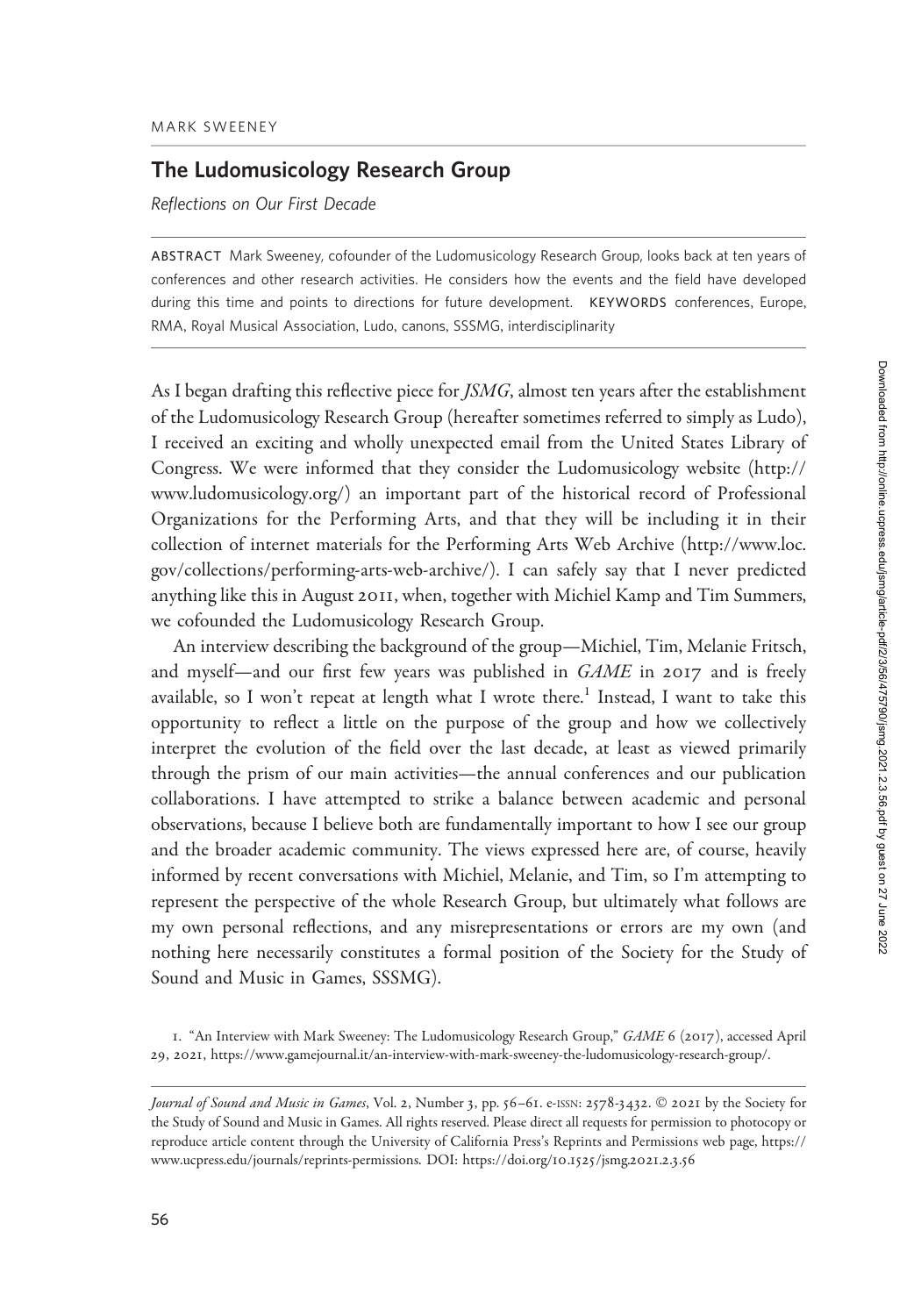MARK SWEENEY

## The Ludomusicology Research Group

*Reflections on Our First Decade*

ABSTRACT Mark Sweeney, cofounder of the Ludomusicology Research Group, looks back at ten years of conferences and other research activities. He considers how the events and the field have developed during this time and points to directions for future development. KEYWORDS conferences, Europe, RMA, Royal Musical Association, Ludo, canons, SSSMG, interdisciplinarity

As I began drafting this reflective piece for *JSMG*, almost ten years after the establishment of the Ludomusicology Research Group (hereafter sometimes referred to simply as Ludo), I received an exciting and wholly unexpected email from the United States Library of Congress. We were informed that they consider the Ludomusicology website (http://www.ludomusicology.org/) an important part of the historical record of Professional Organizations for the Performing Arts, and that they will be including it in their collection of internet materials for the Performing Arts Web Archive (http://www.loc.gov/collections/performing-arts-web-archive/). I can safely say that I never predicted anything like this in August 2011, when, together with Michiel Kamp and Tim Summers, we cofounded the Ludomusicology Research Group.

An interview describing the background of the group—Michiel, Tim, Melanie Fritsch, and myself—and our first few years was published in *GAME* in 2017 and is freely available, so I won't repeat at length what I wrote there.[1] Instead, I want to take this opportunity to reflect a little on the purpose of the group and how we collectively interpret the evolution of the field over the last decade, at least as viewed primarily through the prism of our main activities—the annual conferences and our publication collaborations. I have attempted to strike a balance between academic and personal observations, because I believe both are fundamentally important to how I see our group and the broader academic community. The views expressed here are, of course, heavily informed by recent conversations with Michiel, Melanie, and Tim, so I'm attempting to represent the perspective of the whole Research Group, but ultimately what follows are my own personal reflections, and any misrepresentations or errors are my own (and nothing here necessarily constitutes a formal position of the Society for the Study of Sound and Music in Games, SSSMG).

1. "An Interview with Mark Sweeney: The Ludomusicology Research Group," *GAME* 6 (2017), accessed April 29, 2021, https://www.gamejournal.it/an-interview-with-mark-sweeney-the-ludomusicology-research-group/.

*Journal of Sound and Music in Games*, Vol. 2, Number 3, pp. 56–61. e-ISSN: 2578-3432. © 2021 by the Society for the Study of Sound and Music in Games. All rights reserved. Please direct all requests for permission to photocopy or reproduce article content through the University of California Press's Reprints and Permissions web page, https://www.ucpress.edu/journals/reprints-permissions. DOI: https://doi.org/10.1525/jsmg.2021.2.3.56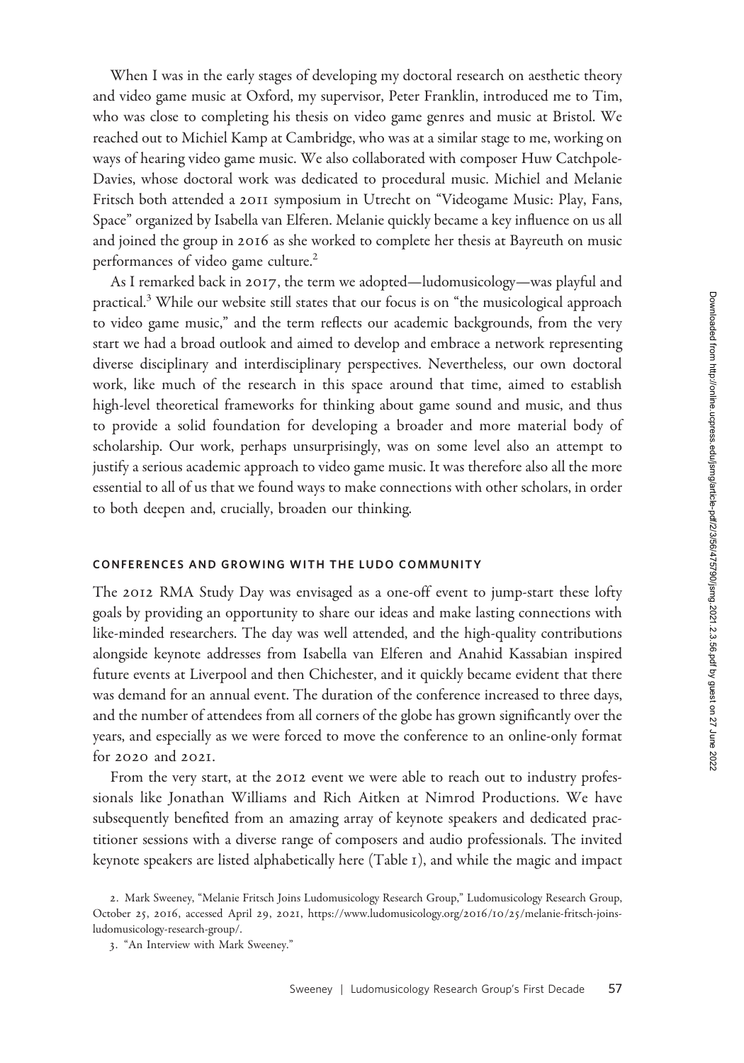When I was in the early stages of developing my doctoral research on aesthetic theory and video game music at Oxford, my supervisor, Peter Franklin, introduced me to Tim, who was close to completing his thesis on video game genres and music at Bristol. We reached out to Michiel Kamp at Cambridge, who was at a similar stage to me, working on ways of hearing video game music. We also collaborated with composer Huw Catchpole-Davies, whose doctoral work was dedicated to procedural music. Michiel and Melanie Fritsch both attended a 2011 symposium in Utrecht on "Videogame Music: Play, Fans, Space" organized by Isabella van Elferen. Melanie quickly became a key influence on us all and joined the group in 2016 as she worked to complete her thesis at Bayreuth on music performances of video game culture.[2]

As I remarked back in 2017, the term we adopted—ludomusicology—was playful and practical.[3] While our website still states that our focus is on "the musicological approach to video game music," and the term reflects our academic backgrounds, from the very start we had a broad outlook and aimed to develop and embrace a network representing diverse disciplinary and interdisciplinary perspectives. Nevertheless, our own doctoral work, like much of the research in this space around that time, aimed to establish high-level theoretical frameworks for thinking about game sound and music, and thus to provide a solid foundation for developing a broader and more material body of scholarship. Our work, perhaps unsurprisingly, was on some level also an attempt to justify a serious academic approach to video game music. It was therefore also all the more essential to all of us that we found ways to make connections with other scholars, in order to both deepen and, crucially, broaden our thinking.

## CONFERENCES AND GROWING WITH THE LUDO COMMUNITY

The 2012 RMA Study Day was envisaged as a one-off event to jump-start these lofty goals by providing an opportunity to share our ideas and make lasting connections with like-minded researchers. The day was well attended, and the high-quality contributions alongside keynote addresses from Isabella van Elferen and Anahid Kassabian inspired future events at Liverpool and then Chichester, and it quickly became evident that there was demand for an annual event. The duration of the conference increased to three days, and the number of attendees from all corners of the globe has grown significantly over the years, and especially as we were forced to move the conference to an online-only format for 2020 and 2021.

From the very start, at the 2012 event we were able to reach out to industry professionals like Jonathan Williams and Rich Aitken at Nimrod Productions. We have subsequently benefited from an amazing array of keynote speakers and dedicated practitioner sessions with a diverse range of composers and audio professionals. The invited keynote speakers are listed alphabetically here (Table 1), and while the magic and impact

2. Mark Sweeney, "Melanie Fritsch Joins Ludomusicology Research Group," Ludomusicology Research Group, October 25, 2016, accessed April 29, 2021, https://www.ludomusicology.org/2016/10/25/melanie-fritsch-joins-ludomusicology-research-group/.

3. "An Interview with Mark Sweeney."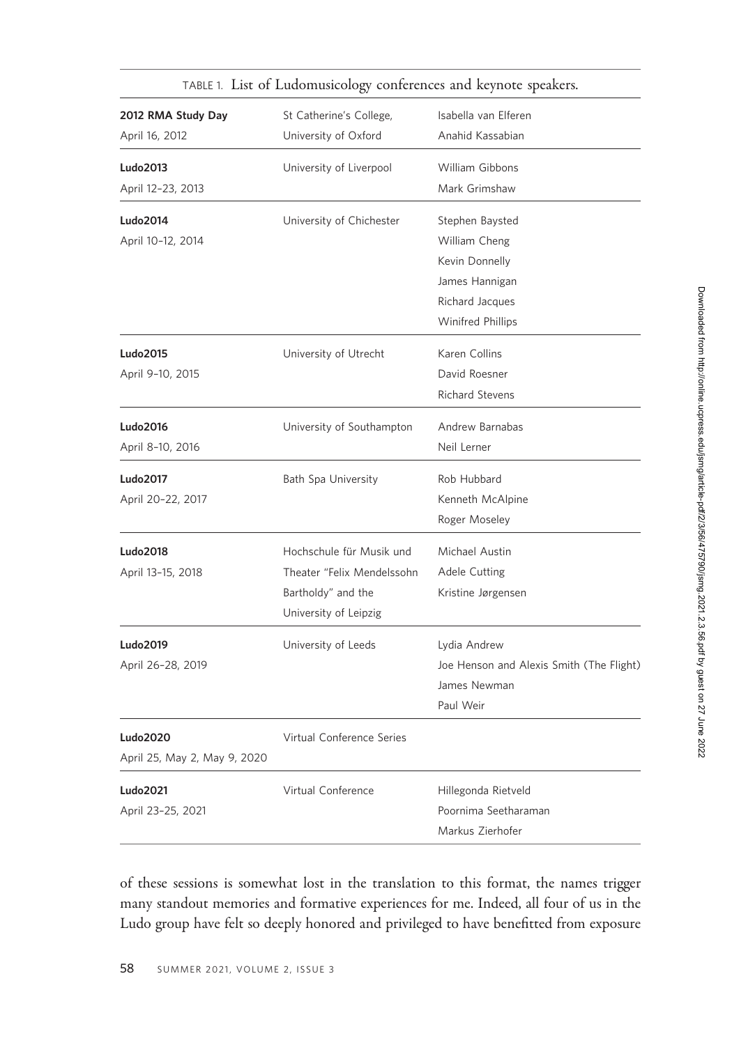TABLE 1. List of Ludomusicology conferences and keynote speakers.

| | | |
|---|---|---|
| **2012 RMA Study Day**<br>April 16, 2012 | St Catherine's College, University of Oxford | Isabella van Elferen<br>Anahid Kassabian |
| **Ludo2013**<br>April 12–23, 2013 | University of Liverpool | William Gibbons<br>Mark Grimshaw |
| **Ludo2014**<br>April 10–12, 2014 | University of Chichester | Stephen Baysted<br>William Cheng<br>Kevin Donnelly<br>James Hannigan<br>Richard Jacques<br>Winifred Phillips |
| **Ludo2015**<br>April 9–10, 2015 | University of Utrecht | Karen Collins<br>David Roesner<br>Richard Stevens |
| **Ludo2016**<br>April 8–10, 2016 | University of Southampton | Andrew Barnabas<br>Neil Lerner |
| **Ludo2017**<br>April 20–22, 2017 | Bath Spa University | Rob Hubbard<br>Kenneth McAlpine<br>Roger Moseley |
| **Ludo2018**<br>April 13–15, 2018 | Hochschule für Musik und Theater "Felix Mendelssohn Bartholdy" and the University of Leipzig | Michael Austin<br>Adele Cutting<br>Kristine Jørgensen |
| **Ludo2019**<br>April 26–28, 2019 | University of Leeds | Lydia Andrew<br>Joe Henson and Alexis Smith (The Flight)<br>James Newman<br>Paul Weir |
| **Ludo2020**<br>April 25, May 2, May 9, 2020 | Virtual Conference Series | |
| **Ludo2021**<br>April 23–25, 2021 | Virtual Conference | Hillegonda Rietveld<br>Poornima Seetharaman<br>Markus Zierhofer |

of these sessions is somewhat lost in the translation to this format, the names trigger many standout memories and formative experiences for me. Indeed, all four of us in the Ludo group have felt so deeply honored and privileged to have benefitted from exposure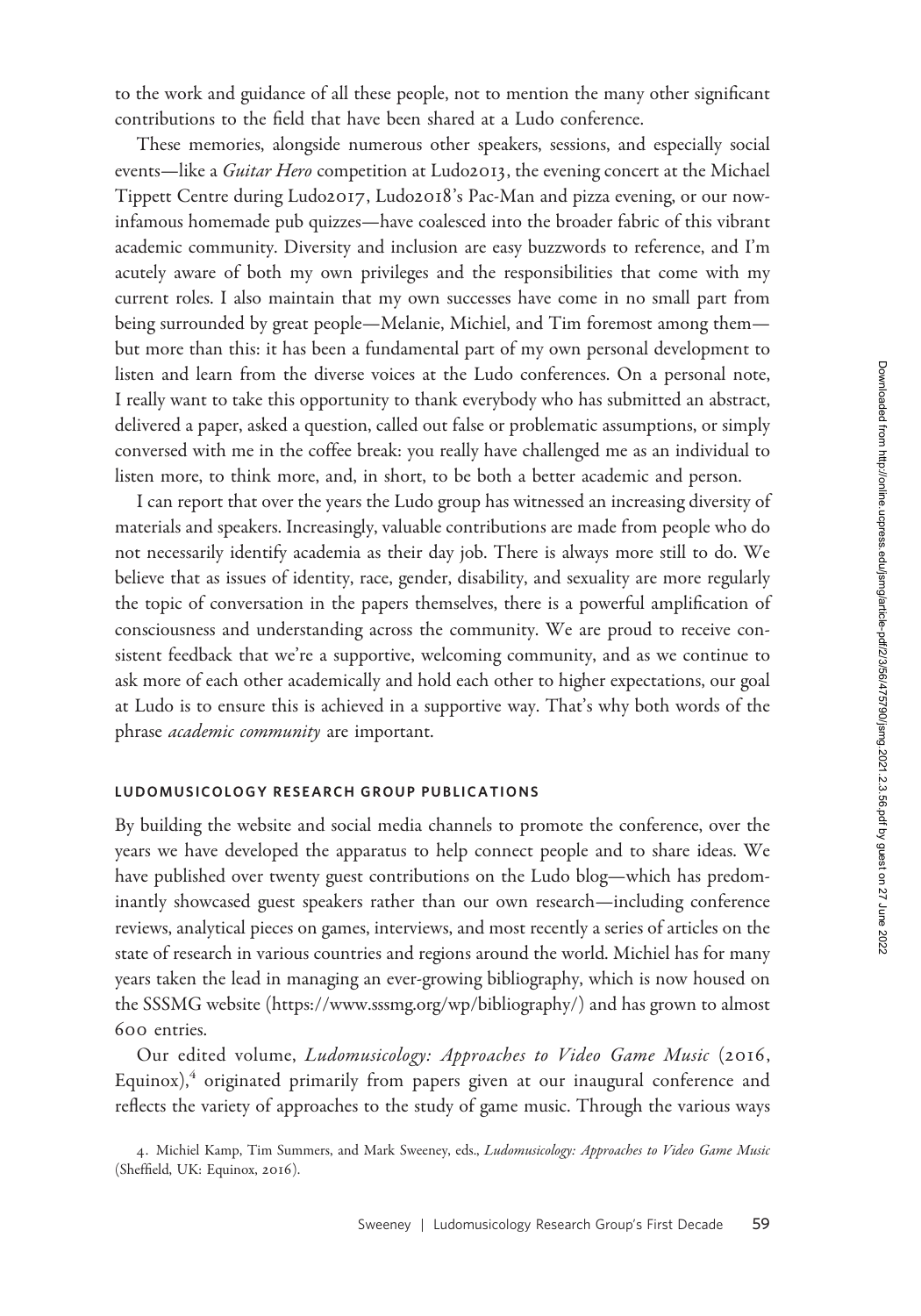to the work and guidance of all these people, not to mention the many other significant contributions to the field that have been shared at a Ludo conference.

These memories, alongside numerous other speakers, sessions, and especially social events—like a *Guitar Hero* competition at Ludo2013, the evening concert at the Michael Tippett Centre during Ludo2017, Ludo2018's Pac-Man and pizza evening, or our now-infamous homemade pub quizzes—have coalesced into the broader fabric of this vibrant academic community. Diversity and inclusion are easy buzzwords to reference, and I'm acutely aware of both my own privileges and the responsibilities that come with my current roles. I also maintain that my own successes have come in no small part from being surrounded by great people—Melanie, Michiel, and Tim foremost among them—but more than this: it has been a fundamental part of my own personal development to listen and learn from the diverse voices at the Ludo conferences. On a personal note, I really want to take this opportunity to thank everybody who has submitted an abstract, delivered a paper, asked a question, called out false or problematic assumptions, or simply conversed with me in the coffee break: you really have challenged me as an individual to listen more, to think more, and, in short, to be both a better academic and person.

I can report that over the years the Ludo group has witnessed an increasing diversity of materials and speakers. Increasingly, valuable contributions are made from people who do not necessarily identify academia as their day job. There is always more still to do. We believe that as issues of identity, race, gender, disability, and sexuality are more regularly the topic of conversation in the papers themselves, there is a powerful amplification of consciousness and understanding across the community. We are proud to receive consistent feedback that we're a supportive, welcoming community, and as we continue to ask more of each other academically and hold each other to higher expectations, our goal at Ludo is to ensure this is achieved in a supportive way. That's why both words of the phrase *academic community* are important.

## LUDOMUSICOLOGY RESEARCH GROUP PUBLICATIONS

By building the website and social media channels to promote the conference, over the years we have developed the apparatus to help connect people and to share ideas. We have published over twenty guest contributions on the Ludo blog—which has predominantly showcased guest speakers rather than our own research—including conference reviews, analytical pieces on games, interviews, and most recently a series of articles on the state of research in various countries and regions around the world. Michiel has for many years taken the lead in managing an ever-growing bibliography, which is now housed on the SSSMG website (https://www.sssmg.org/wp/bibliography/) and has grown to almost 600 entries.

Our edited volume, *Ludomusicology: Approaches to Video Game Music* (2016, Equinox),[4] originated primarily from papers given at our inaugural conference and reflects the variety of approaches to the study of game music. Through the various ways

4. Michiel Kamp, Tim Summers, and Mark Sweeney, eds., *Ludomusicology: Approaches to Video Game Music* (Sheffield, UK: Equinox, 2016).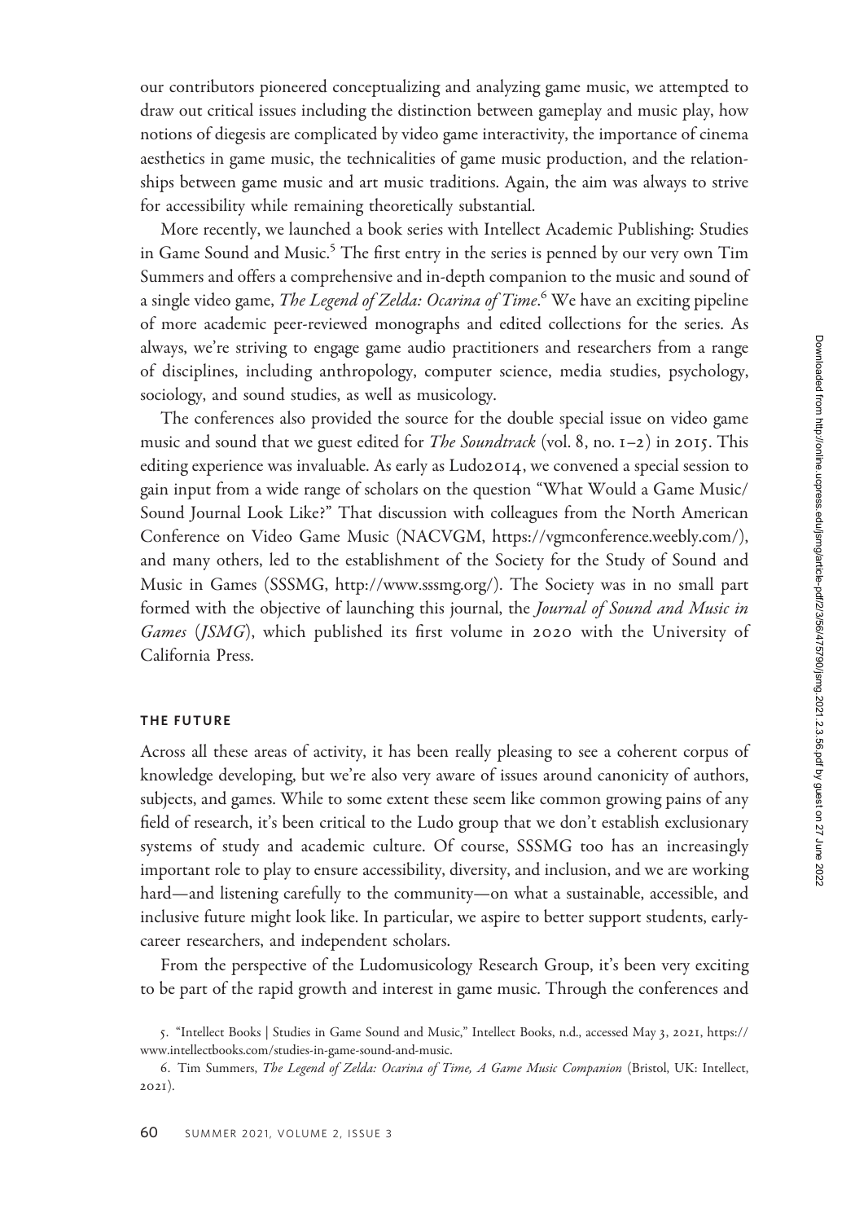our contributors pioneered conceptualizing and analyzing game music, we attempted to draw out critical issues including the distinction between gameplay and music play, how notions of diegesis are complicated by video game interactivity, the importance of cinema aesthetics in game music, the technicalities of game music production, and the relationships between game music and art music traditions. Again, the aim was always to strive for accessibility while remaining theoretically substantial.

More recently, we launched a book series with Intellect Academic Publishing: Studies in Game Sound and Music.[5] The first entry in the series is penned by our very own Tim Summers and offers a comprehensive and in-depth companion to the music and sound of a single video game, *The Legend of Zelda: Ocarina of Time*.[6] We have an exciting pipeline of more academic peer-reviewed monographs and edited collections for the series. As always, we're striving to engage game audio practitioners and researchers from a range of disciplines, including anthropology, computer science, media studies, psychology, sociology, and sound studies, as well as musicology.

The conferences also provided the source for the double special issue on video game music and sound that we guest edited for *The Soundtrack* (vol. 8, no. 1–2) in 2015. This editing experience was invaluable. As early as Ludo2014, we convened a special session to gain input from a wide range of scholars on the question "What Would a Game Music/ Sound Journal Look Like?" That discussion with colleagues from the North American Conference on Video Game Music (NACVGM, https://vgmconference.weebly.com/), and many others, led to the establishment of the Society for the Study of Sound and Music in Games (SSSMG, http://www.sssmg.org/). The Society was in no small part formed with the objective of launching this journal, the *Journal of Sound and Music in Games* (*JSMG*), which published its first volume in 2020 with the University of California Press.

## THE FUTURE

Across all these areas of activity, it has been really pleasing to see a coherent corpus of knowledge developing, but we're also very aware of issues around canonicity of authors, subjects, and games. While to some extent these seem like common growing pains of any field of research, it's been critical to the Ludo group that we don't establish exclusionary systems of study and academic culture. Of course, SSSMG too has an increasingly important role to play to ensure accessibility, diversity, and inclusion, and we are working hard—and listening carefully to the community—on what a sustainable, accessible, and inclusive future might look like. In particular, we aspire to better support students, early-career researchers, and independent scholars.

From the perspective of the Ludomusicology Research Group, it's been very exciting to be part of the rapid growth and interest in game music. Through the conferences and

5. "Intellect Books | Studies in Game Sound and Music," Intellect Books, n.d., accessed May 3, 2021, https://www.intellectbooks.com/studies-in-game-sound-and-music.

6. Tim Summers, *The Legend of Zelda: Ocarina of Time, A Game Music Companion* (Bristol, UK: Intellect, 2021).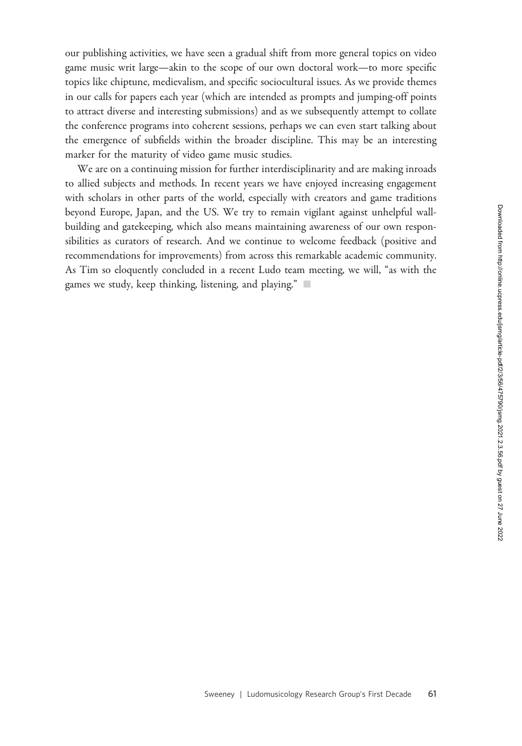our publishing activities, we have seen a gradual shift from more general topics on video game music writ large—akin to the scope of our own doctoral work—to more specific topics like chiptune, medievalism, and specific sociocultural issues. As we provide themes in our calls for papers each year (which are intended as prompts and jumping-off points to attract diverse and interesting submissions) and as we subsequently attempt to collate the conference programs into coherent sessions, perhaps we can even start talking about the emergence of subfields within the broader discipline. This may be an interesting marker for the maturity of video game music studies.

We are on a continuing mission for further interdisciplinarity and are making inroads to allied subjects and methods. In recent years we have enjoyed increasing engagement with scholars in other parts of the world, especially with creators and game traditions beyond Europe, Japan, and the US. We try to remain vigilant against unhelpful wall-building and gatekeeping, which also means maintaining awareness of our own responsibilities as curators of research. And we continue to welcome feedback (positive and recommendations for improvements) from across this remarkable academic community. As Tim so eloquently concluded in a recent Ludo team meeting, we will, "as with the games we study, keep thinking, listening, and playing." ■